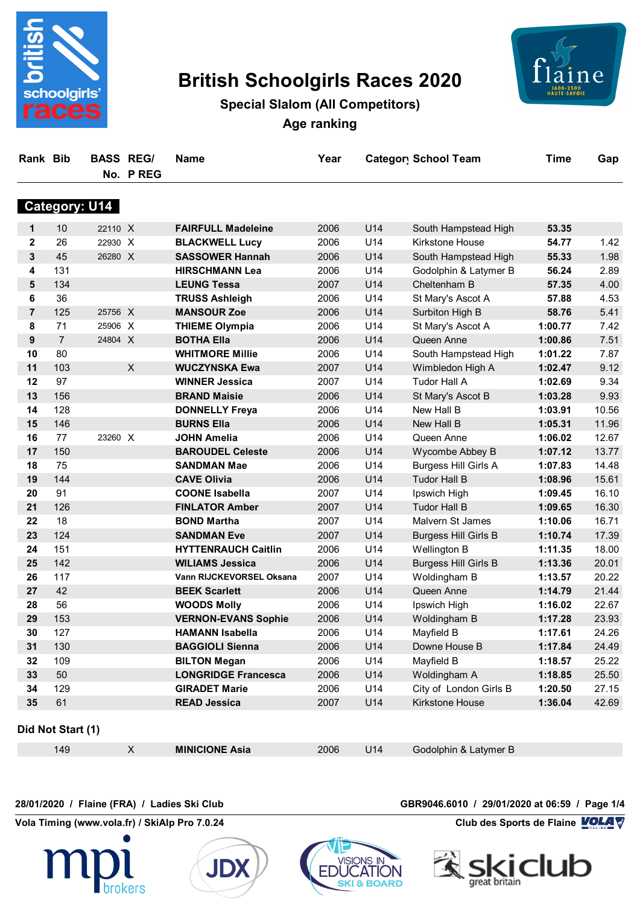# British Schoolgirls Races 2020

## Special Slalom (All Competitors)

### Age ranking

| Rank | Bib | BASS No. | REG/ P REG | Name | Year | Category | School Team | Time | Gap |
|---|---|---|---|---|---|---|---|---|---|
| **Category: U14** | | | | | | | | | |
| 1 | 10 | 22110 | X | **FAIRFULL Madeleine** | 2006 | U14 | South Hampstead High | **53.35** | |
| 2 | 26 | 22930 | X | **BLACKWELL Lucy** | 2006 | U14 | Kirkstone House | **54.77** | 1.42 |
| 3 | 45 | 26280 | X | **SASSOWER Hannah** | 2006 | U14 | South Hampstead High | **55.33** | 1.98 |
| 4 | 131 | | | **HIRSCHMANN Lea** | 2006 | U14 | Godolphin & Latymer B | **56.24** | 2.89 |
| 5 | 134 | | | **LEUNG Tessa** | 2007 | U14 | Cheltenham B | **57.35** | 4.00 |
| 6 | 36 | | | **TRUSS Ashleigh** | 2006 | U14 | St Mary's Ascot A | **57.88** | 4.53 |
| 7 | 125 | 25756 | X | **MANSOUR Zoe** | 2006 | U14 | Surbiton High B | **58.76** | 5.41 |
| 8 | 71 | 25906 | X | **THIEME Olympia** | 2006 | U14 | St Mary's Ascot A | **1:00.77** | 7.42 |
| 9 | 7 | 24804 | X | **BOTHA Ella** | 2006 | U14 | Queen Anne | **1:00.86** | 7.51 |
| 10 | 80 | | | **WHITMORE Millie** | 2006 | U14 | South Hampstead High | **1:01.22** | 7.87 |
| 11 | 103 | | X | **WUCZYNSKA Ewa** | 2007 | U14 | Wimbledon High A | **1:02.47** | 9.12 |
| 12 | 97 | | | **WINNER Jessica** | 2007 | U14 | Tudor Hall A | **1:02.69** | 9.34 |
| 13 | 156 | | | **BRAND Maisie** | 2006 | U14 | St Mary's Ascot B | **1:03.28** | 9.93 |
| 14 | 128 | | | **DONNELLY Freya** | 2006 | U14 | New Hall B | **1:03.91** | 10.56 |
| 15 | 146 | | | **BURNS Ella** | 2006 | U14 | New Hall B | **1:05.31** | 11.96 |
| 16 | 77 | 23260 | X | **JOHN Amelia** | 2006 | U14 | Queen Anne | **1:06.02** | 12.67 |
| 17 | 150 | | | **BAROUDEL Celeste** | 2006 | U14 | Wycombe Abbey B | **1:07.12** | 13.77 |
| 18 | 75 | | | **SANDMAN Mae** | 2006 | U14 | Burgess Hill Girls A | **1:07.83** | 14.48 |
| 19 | 144 | | | **CAVE Olivia** | 2006 | U14 | Tudor Hall B | **1:08.96** | 15.61 |
| 20 | 91 | | | **COONE Isabella** | 2007 | U14 | Ipswich High | **1:09.45** | 16.10 |
| 21 | 126 | | | **FINLATOR Amber** | 2007 | U14 | Tudor Hall B | **1:09.65** | 16.30 |
| 22 | 18 | | | **BOND Martha** | 2007 | U14 | Malvern St James | **1:10.06** | 16.71 |
| 23 | 124 | | | **SANDMAN Eve** | 2007 | U14 | Burgess Hill Girls B | **1:10.74** | 17.39 |
| 24 | 151 | | | **HYTTENRAUCH Caitlin** | 2006 | U14 | Wellington B | **1:11.35** | 18.00 |
| 25 | 142 | | | **WILIAMS Jessica** | 2006 | U14 | Burgess Hill Girls B | **1:13.36** | 20.01 |
| 26 | 117 | | | **Vann RIJCKEVORSEL Oksana** | 2007 | U14 | Woldingham B | **1:13.57** | 20.22 |
| 27 | 42 | | | **BEEK Scarlett** | 2006 | U14 | Queen Anne | **1:14.79** | 21.44 |
| 28 | 56 | | | **WOODS Molly** | 2006 | U14 | Ipswich High | **1:16.02** | 22.67 |
| 29 | 153 | | | **VERNON-EVANS Sophie** | 2006 | U14 | Woldingham B | **1:17.28** | 23.93 |
| 30 | 127 | | | **HAMANN Isabella** | 2006 | U14 | Mayfield B | **1:17.61** | 24.26 |
| 31 | 130 | | | **BAGGIOLI Sienna** | 2006 | U14 | Downe House B | **1:17.84** | 24.49 |
| 32 | 109 | | | **BILTON Megan** | 2006 | U14 | Mayfield B | **1:18.57** | 25.22 |
| 33 | 50 | | | **LONGRIDGE Francesca** | 2006 | U14 | Woldingham A | **1:18.85** | 25.50 |
| 34 | 129 | | | **GIRADET Marie** | 2006 | U14 | City of London Girls B | **1:20.50** | 27.15 |
| 35 | 61 | | | **READ Jessica** | 2007 | U14 | Kirkstone House | **1:36.04** | 42.69 |

**Did Not Start (1)**

| Rank | Bib | BASS No. | REG/ P REG | Name | Year | Category | School Team | Time | Gap |
|---|---|---|---|---|---|---|---|---|---|
| | 149 | | X | **MINICIONE Asia** | 2006 | U14 | Godolphin & Latymer B | | |

28/01/2020 / Flaine (FRA) / Ladies Ski Club — GBR9046.6010 / 29/01/2020 at 06:59

Vola Timing (www.vola.fr) / SkiAlp Pro 7.0.24 — Club des Sports de Flaine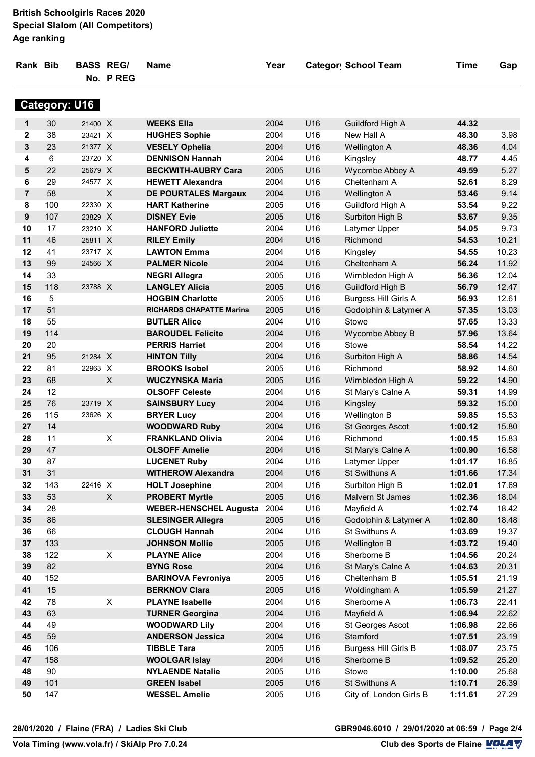**British Schoolgirls Races 2020**
**Special Slalom (All Competitors)**
**Age ranking**

## Category: U16

| Rank | Bib | BASS No. | REG/ P REG | Name | Year | Category | School Team | Time | Gap |
|---|---|---|---|---|---|---|---|---|---|
| 1 | 30 | 21400 | X | WEEKS Ella | 2004 | U16 | Guildford High A | 44.32 | |
| 2 | 38 | 23421 | X | HUGHES Sophie | 2004 | U16 | New Hall A | 48.30 | 3.98 |
| 3 | 23 | 21377 | X | VESELY Ophelia | 2004 | U16 | Wellington A | 48.36 | 4.04 |
| 4 | 6 | 23720 | X | DENNISON Hannah | 2004 | U16 | Kingsley | 48.77 | 4.45 |
| 5 | 22 | 25679 | X | BECKWITH-AUBRY Cara | 2005 | U16 | Wycombe Abbey A | 49.59 | 5.27 |
| 6 | 29 | 24577 | X | HEWETT Alexandra | 2004 | U16 | Cheltenham A | 52.61 | 8.29 |
| 7 | 58 | | X | DE POURTALES Margaux | 2004 | U16 | Wellington A | 53.46 | 9.14 |
| 8 | 100 | 22330 | X | HART Katherine | 2005 | U16 | Guildford High A | 53.54 | 9.22 |
| 9 | 107 | 23829 | X | DISNEY Evie | 2005 | U16 | Surbiton High B | 53.67 | 9.35 |
| 10 | 17 | 23210 | X | HANFORD Juliette | 2004 | U16 | Latymer Upper | 54.05 | 9.73 |
| 11 | 46 | 25811 | X | RILEY Emily | 2004 | U16 | Richmond | 54.53 | 10.21 |
| 12 | 41 | 23717 | X | LAWTON Emma | 2004 | U16 | Kingsley | 54.55 | 10.23 |
| 13 | 99 | 24566 | X | PALMER Nicole | 2004 | U16 | Cheltenham A | 56.24 | 11.92 |
| 14 | 33 | | | NEGRI Allegra | 2005 | U16 | Wimbledon High A | 56.36 | 12.04 |
| 15 | 118 | 23788 | X | LANGLEY Alicia | 2005 | U16 | Guildford High B | 56.79 | 12.47 |
| 16 | 5 | | | HOGBIN Charlotte | 2005 | U16 | Burgess Hill Girls A | 56.93 | 12.61 |
| 17 | 51 | | | RICHARDS CHAPATTE Marina | 2005 | U16 | Godolphin & Latymer A | 57.35 | 13.03 |
| 18 | 55 | | | BUTLER Alice | 2004 | U16 | Stowe | 57.65 | 13.33 |
| 19 | 114 | | | BAROUDEL Felicite | 2004 | U16 | Wycombe Abbey B | 57.96 | 13.64 |
| 20 | 20 | | | PERRIS Harriet | 2004 | U16 | Stowe | 58.54 | 14.22 |
| 21 | 95 | 21284 | X | HINTON Tilly | 2004 | U16 | Surbiton High A | 58.86 | 14.54 |
| 22 | 81 | 22963 | X | BROOKS Isobel | 2005 | U16 | Richmond | 58.92 | 14.60 |
| 23 | 68 | | X | WUCZYNSKA Maria | 2005 | U16 | Wimbledon High A | 59.22 | 14.90 |
| 24 | 12 | | | OLSOFF Celeste | 2004 | U16 | St Mary's Calne A | 59.31 | 14.99 |
| 25 | 76 | 23719 | X | SAINSBURY Lucy | 2004 | U16 | Kingsley | 59.32 | 15.00 |
| 26 | 115 | 23626 | X | BRYER Lucy | 2004 | U16 | Wellington B | 59.85 | 15.53 |
| 27 | 14 | | | WOODWARD Ruby | 2004 | U16 | St Georges Ascot | 1:00.12 | 15.80 |
| 28 | 11 | | X | FRANKLAND Olivia | 2004 | U16 | Richmond | 1:00.15 | 15.83 |
| 29 | 47 | | | OLSOFF Amelie | 2004 | U16 | St Mary's Calne A | 1:00.90 | 16.58 |
| 30 | 87 | | | LUCENET Ruby | 2004 | U16 | Latymer Upper | 1:01.17 | 16.85 |
| 31 | 31 | | | WITHEROW Alexandra | 2004 | U16 | St Swithuns A | 1:01.66 | 17.34 |
| 32 | 143 | 22416 | X | HOLT Josephine | 2004 | U16 | Surbiton High B | 1:02.01 | 17.69 |
| 33 | 53 | | X | PROBERT Myrtle | 2005 | U16 | Malvern St James | 1:02.36 | 18.04 |
| 34 | 28 | | | WEBER-HENSCHEL Augusta | 2004 | U16 | Mayfield A | 1:02.74 | 18.42 |
| 35 | 86 | | | SLESINGER Allegra | 2005 | U16 | Godolphin & Latymer A | 1:02.80 | 18.48 |
| 36 | 66 | | | CLOUGH Hannah | 2004 | U16 | St Swithuns A | 1:03.69 | 19.37 |
| 37 | 133 | | | JOHNSON Mollie | 2005 | U16 | Wellington B | 1:03.72 | 19.40 |
| 38 | 122 | | X | PLAYNE Alice | 2004 | U16 | Sherborne B | 1:04.56 | 20.24 |
| 39 | 82 | | | BYNG Rose | 2004 | U16 | St Mary's Calne A | 1:04.63 | 20.31 |
| 40 | 152 | | | BARINOVA Fevroniya | 2005 | U16 | Cheltenham B | 1:05.51 | 21.19 |
| 41 | 15 | | | BERKNOV Clara | 2005 | U16 | Woldingham A | 1:05.59 | 21.27 |
| 42 | 78 | | X | PLAYNE Isabelle | 2004 | U16 | Sherborne A | 1:06.73 | 22.41 |
| 43 | 63 | | | TURNER Georgina | 2004 | U16 | Mayfield A | 1:06.94 | 22.62 |
| 44 | 49 | | | WOODWARD Lily | 2004 | U16 | St Georges Ascot | 1:06.98 | 22.66 |
| 45 | 59 | | | ANDERSON Jessica | 2004 | U16 | Stamford | 1:07.51 | 23.19 |
| 46 | 106 | | | TIBBLE Tara | 2005 | U16 | Burgess Hill Girls B | 1:08.07 | 23.75 |
| 47 | 158 | | | WOOLGAR Islay | 2004 | U16 | Sherborne B | 1:09.52 | 25.20 |
| 48 | 90 | | | NYLAENDE Natalie | 2005 | U16 | Stowe | 1:10.00 | 25.68 |
| 49 | 101 | | | GREEN Isabel | 2005 | U16 | St Swithuns A | 1:10.71 | 26.39 |
| 50 | 147 | | | WESSEL Amelie | 2005 | U16 | City of London Girls B | 1:11.61 | 27.29 |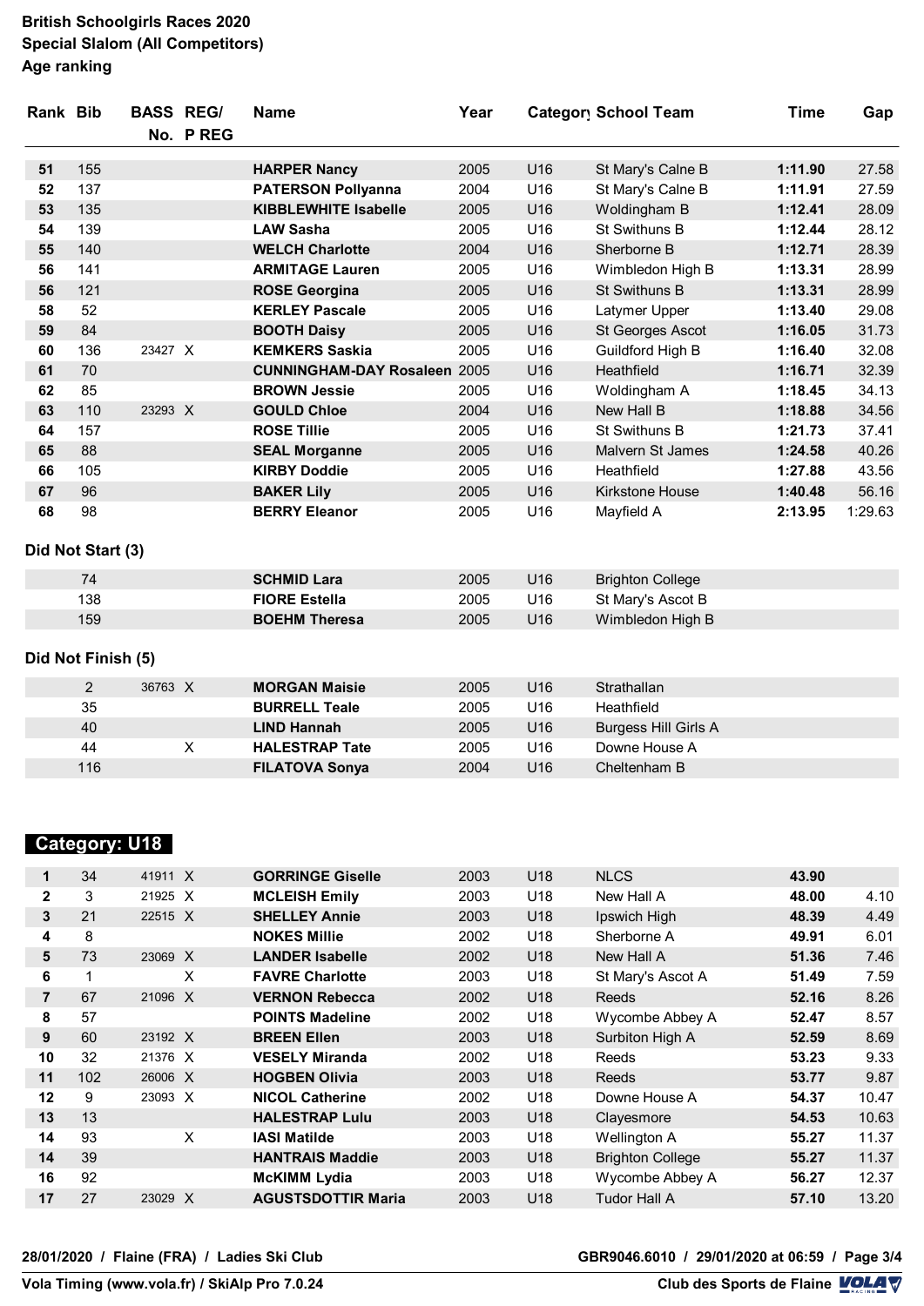# British Schoolgirls Races 2020
## Special Slalom (All Competitors)
### Age ranking

| Rank | Bib | BASS No. | REG/ P REG | Name | Year | Category | School Team | Time | Gap |
|---|---|---|---|---|---|---|---|---|---|
| 51 | 155 | | | **HARPER Nancy** | 2005 | U16 | St Mary's Calne B | **1:11.90** | 27.58 |
| 52 | 137 | | | **PATERSON Pollyanna** | 2004 | U16 | St Mary's Calne B | **1:11.91** | 27.59 |
| 53 | 135 | | | **KIBBLEWHITE Isabelle** | 2005 | U16 | Woldingham B | **1:12.41** | 28.09 |
| 54 | 139 | | | **LAW Sasha** | 2005 | U16 | St Swithuns B | **1:12.44** | 28.12 |
| 55 | 140 | | | **WELCH Charlotte** | 2004 | U16 | Sherborne B | **1:12.71** | 28.39 |
| 56 | 141 | | | **ARMITAGE Lauren** | 2005 | U16 | Wimbledon High B | **1:13.31** | 28.99 |
| 56 | 121 | | | **ROSE Georgina** | 2005 | U16 | St Swithuns B | **1:13.31** | 28.99 |
| 58 | 52 | | | **KERLEY Pascale** | 2005 | U16 | Latymer Upper | **1:13.40** | 29.08 |
| 59 | 84 | | | **BOOTH Daisy** | 2005 | U16 | St Georges Ascot | **1:16.05** | 31.73 |
| 60 | 136 | 23427 | X | **KEMKERS Saskia** | 2005 | U16 | Guildford High B | **1:16.40** | 32.08 |
| 61 | 70 | | | **CUNNINGHAM-DAY Rosaleen** | 2005 | U16 | Heathfield | **1:16.71** | 32.39 |
| 62 | 85 | | | **BROWN Jessie** | 2005 | U16 | Woldingham A | **1:18.45** | 34.13 |
| 63 | 110 | 23293 | X | **GOULD Chloe** | 2004 | U16 | New Hall B | **1:18.88** | 34.56 |
| 64 | 157 | | | **ROSE Tillie** | 2005 | U16 | St Swithuns B | **1:21.73** | 37.41 |
| 65 | 88 | | | **SEAL Morganne** | 2005 | U16 | Malvern St James | **1:24.58** | 40.26 |
| 66 | 105 | | | **KIRBY Doddie** | 2005 | U16 | Heathfield | **1:27.88** | 43.56 |
| 67 | 96 | | | **BAKER Lily** | 2005 | U16 | Kirkstone House | **1:40.48** | 56.16 |
| 68 | 98 | | | **BERRY Eleanor** | 2005 | U16 | Mayfield A | **2:13.95** | 1:29.63 |

**Did Not Start (3)**

| Rank | Bib | BASS No. | REG/ P REG | Name | Year | Category | School Team | Time | Gap |
|---|---|---|---|---|---|---|---|---|---|
| | 74 | | | **SCHMID Lara** | 2005 | U16 | Brighton College | | |
| | 138 | | | **FIORE Estella** | 2005 | U16 | St Mary's Ascot B | | |
| | 159 | | | **BOEHM Theresa** | 2005 | U16 | Wimbledon High B | | |

**Did Not Finish (5)**

| Rank | Bib | BASS No. | REG/ P REG | Name | Year | Category | School Team | Time | Gap |
|---|---|---|---|---|---|---|---|---|---|
| | 2 | 36763 | X | **MORGAN Maisie** | 2005 | U16 | Strathallan | | |
| | 35 | | | **BURRELL Teale** | 2005 | U16 | Heathfield | | |
| | 40 | | | **LIND Hannah** | 2005 | U16 | Burgess Hill Girls A | | |
| | 44 | | X | **HALESTRAP Tate** | 2005 | U16 | Downe House A | | |
| | 116 | | | **FILATOVA Sonya** | 2004 | U16 | Cheltenham B | | |

## Category: U18

| Rank | Bib | BASS No. | REG/ P REG | Name | Year | Category | School Team | Time | Gap |
|---|---|---|---|---|---|---|---|---|---|
| 1 | 34 | 41911 | X | **GORRINGE Giselle** | 2003 | U18 | NLCS | **43.90** | |
| 2 | 3 | 21925 | X | **MCLEISH Emily** | 2003 | U18 | New Hall A | **48.00** | 4.10 |
| 3 | 21 | 22515 | X | **SHELLEY Annie** | 2003 | U18 | Ipswich High | **48.39** | 4.49 |
| 4 | 8 | | | **NOKES Millie** | 2002 | U18 | Sherborne A | **49.91** | 6.01 |
| 5 | 73 | 23069 | X | **LANDER Isabelle** | 2002 | U18 | New Hall A | **51.36** | 7.46 |
| 6 | 1 | | X | **FAVRE Charlotte** | 2003 | U18 | St Mary's Ascot A | **51.49** | 7.59 |
| 7 | 67 | 21096 | X | **VERNON Rebecca** | 2002 | U18 | Reeds | **52.16** | 8.26 |
| 8 | 57 | | | **POINTS Madeline** | 2002 | U18 | Wycombe Abbey A | **52.47** | 8.57 |
| 9 | 60 | 23192 | X | **BREEN Ellen** | 2003 | U18 | Surbiton High A | **52.59** | 8.69 |
| 10 | 32 | 21376 | X | **VESELY Miranda** | 2002 | U18 | Reeds | **53.23** | 9.33 |
| 11 | 102 | 26006 | X | **HOGBEN Olivia** | 2003 | U18 | Reeds | **53.77** | 9.87 |
| 12 | 9 | 23093 | X | **NICOL Catherine** | 2002 | U18 | Downe House A | **54.37** | 10.47 |
| 13 | 13 | | | **HALESTRAP Lulu** | 2003 | U18 | Clayesmore | **54.53** | 10.63 |
| 14 | 93 | | X | **IASI Matilde** | 2003 | U18 | Wellington A | **55.27** | 11.37 |
| 14 | 39 | | | **HANTRAIS Maddie** | 2003 | U18 | Brighton College | **55.27** | 11.37 |
| 16 | 92 | | | **McKIMM Lydia** | 2003 | U18 | Wycombe Abbey A | **56.27** | 12.37 |
| 17 | 27 | 23029 | X | **AGUSTSDOTTIR Maria** | 2003 | U18 | Tudor Hall A | **57.10** | 13.20 |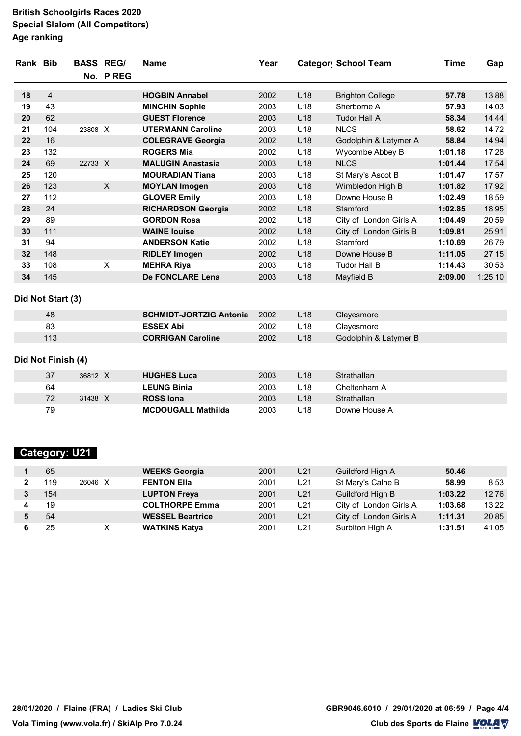**British Schoolgirls Races 2020**
**Special Slalom (All Competitors)**
**Age ranking**

| Rank | Bib | BASS No. | REG/ P REG | Name | Year | Category | School Team | Time | Gap |
|---|---|---|---|---|---|---|---|---|---|
| 18 | 4 | | | HOGBIN Annabel | 2002 | U18 | Brighton College | 57.78 | 13.88 |
| 19 | 43 | | | MINCHIN Sophie | 2003 | U18 | Sherborne A | 57.93 | 14.03 |
| 20 | 62 | | | GUEST Florence | 2003 | U18 | Tudor Hall A | 58.34 | 14.44 |
| 21 | 104 | 23808 | X | UTERMANN Caroline | 2003 | U18 | NLCS | 58.62 | 14.72 |
| 22 | 16 | | | COLEGRAVE Georgia | 2002 | U18 | Godolphin & Latymer A | 58.84 | 14.94 |
| 23 | 132 | | | ROGERS Mia | 2002 | U18 | Wycombe Abbey B | 1:01.18 | 17.28 |
| 24 | 69 | 22733 | X | MALUGIN Anastasia | 2003 | U18 | NLCS | 1:01.44 | 17.54 |
| 25 | 120 | | | MOURADIAN Tiana | 2003 | U18 | St Mary's Ascot B | 1:01.47 | 17.57 |
| 26 | 123 | | X | MOYLAN Imogen | 2003 | U18 | Wimbledon High B | 1:01.82 | 17.92 |
| 27 | 112 | | | GLOVER Emily | 2003 | U18 | Downe House B | 1:02.49 | 18.59 |
| 28 | 24 | | | RICHARDSON Georgia | 2002 | U18 | Stamford | 1:02.85 | 18.95 |
| 29 | 89 | | | GORDON Rosa | 2002 | U18 | City of London Girls A | 1:04.49 | 20.59 |
| 30 | 111 | | | WAINE louise | 2002 | U18 | City of London Girls B | 1:09.81 | 25.91 |
| 31 | 94 | | | ANDERSON Katie | 2002 | U18 | Stamford | 1:10.69 | 26.79 |
| 32 | 148 | | | RIDLEY Imogen | 2002 | U18 | Downe House B | 1:11.05 | 27.15 |
| 33 | 108 | | X | MEHRA Riya | 2003 | U18 | Tudor Hall B | 1:14.43 | 30.53 |
| 34 | 145 | | | De FONCLARE Lena | 2003 | U18 | Mayfield B | 2:09.00 | 1:25.10 |

**Did Not Start (3)**

| | | | | | | | | | |
|---|---|---|---|---|---|---|---|---|---|
| | 48 | | | SCHMIDT-JORTZIG Antonia | 2002 | U18 | Clayesmore | | |
| | 83 | | | ESSEX Abi | 2002 | U18 | Clayesmore | | |
| | 113 | | | CORRIGAN Caroline | 2002 | U18 | Godolphin & Latymer B | | |

**Did Not Finish (4)**

| | | | | | | | | | |
|---|---|---|---|---|---|---|---|---|---|
| | 37 | 36812 | X | HUGHES Luca | 2003 | U18 | Strathallan | | |
| | 64 | | | LEUNG Binia | 2003 | U18 | Cheltenham A | | |
| | 72 | 31438 | X | ROSS Iona | 2003 | U18 | Strathallan | | |
| | 79 | | | MCDOUGALL Mathilda | 2003 | U18 | Downe House A | | |

## Category: U21

| | | | | | | | | | |
|---|---|---|---|---|---|---|---|---|---|
| 1 | 65 | | | WEEKS Georgia | 2001 | U21 | Guildford High A | 50.46 | |
| 2 | 119 | 26046 | X | FENTON Ella | 2001 | U21 | St Mary's Calne B | 58.99 | 8.53 |
| 3 | 154 | | | LUPTON Freya | 2001 | U21 | Guildford High B | 1:03.22 | 12.76 |
| 4 | 19 | | | COLTHORPE Emma | 2001 | U21 | City of London Girls A | 1:03.68 | 13.22 |
| 5 | 54 | | | WESSEL Beartrice | 2001 | U21 | City of London Girls A | 1:11.31 | 20.85 |
| 6 | 25 | | X | WATKINS Katya | 2001 | U21 | Surbiton High A | 1:31.51 | 41.05 |